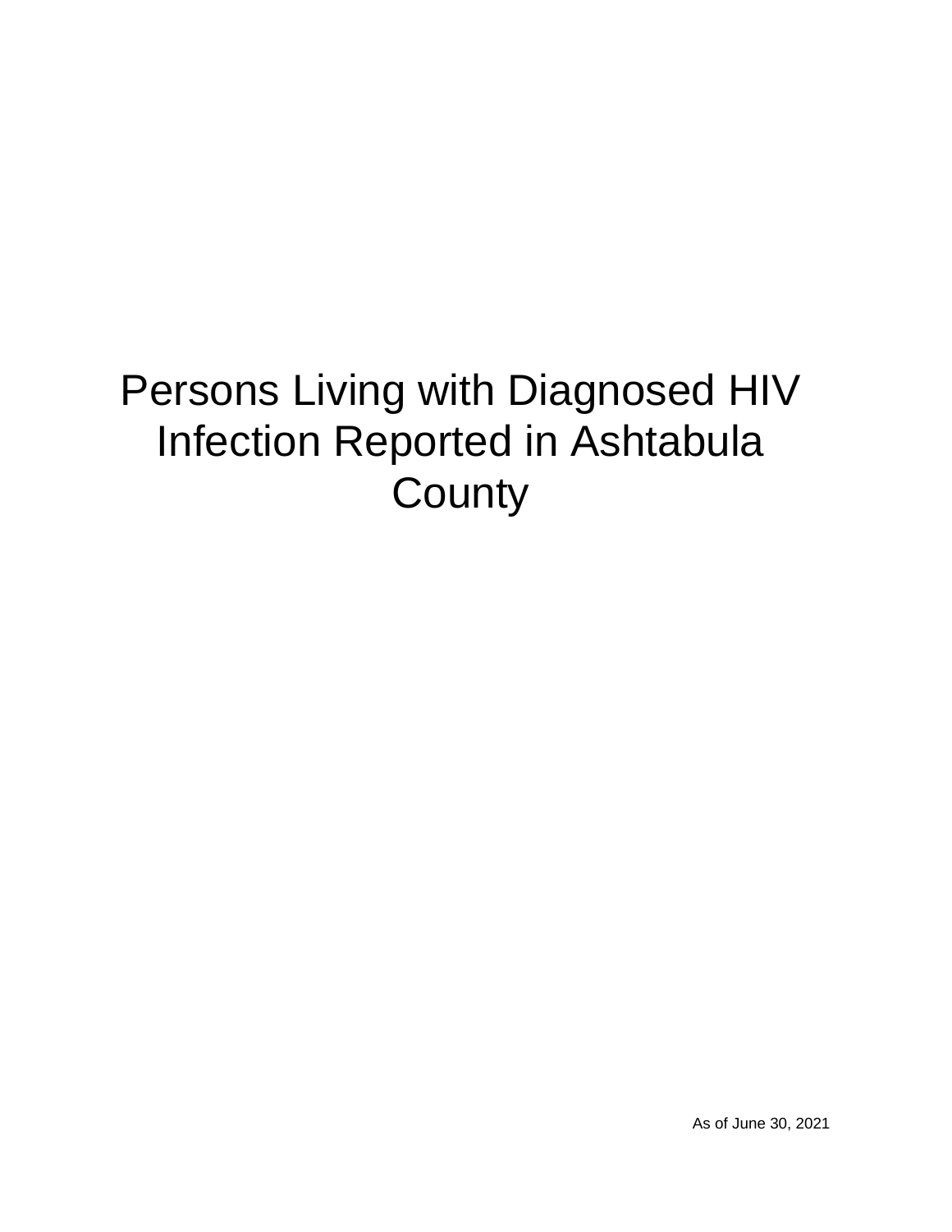# Persons Living with Diagnosed HIV Infection Reported in Ashtabula County

As of June 30, 2021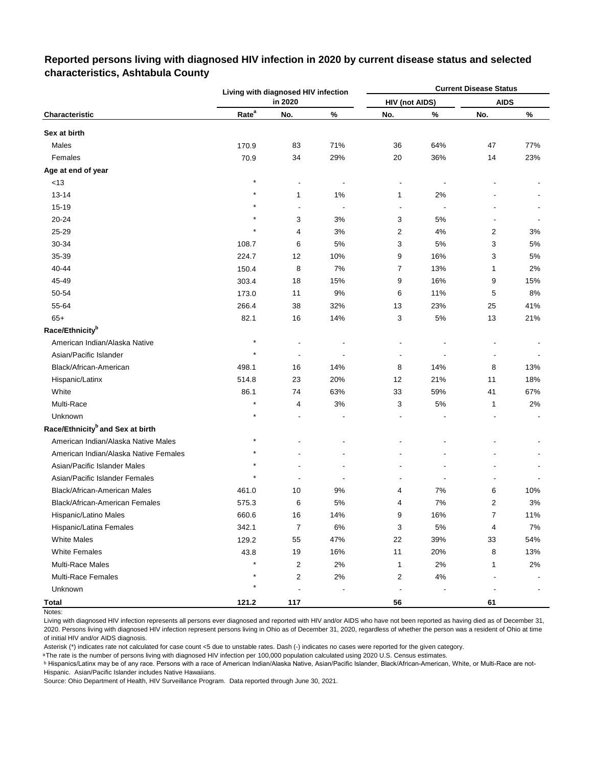## Reported persons living with diagnosed HIV infection in 2020 by current disease status and selected characteristics, Ashtabula County

| Characteristic | Living with diagnosed HIV infection in 2020 | | | Current Disease Status | | | |
|---|---|---|---|---|---|---|---|
| | | | | HIV (not AIDS) | | AIDS | |
| | Rate[a] | No. | % | No. | % | No. | % |
| **Sex at birth** | | | | | | | |
| Males | 170.9 | 83 | 71% | 36 | 64% | 47 | 77% |
| Females | 70.9 | 34 | 29% | 20 | 36% | 14 | 23% |
| **Age at end of year** | | | | | | | |
| <13 | * | - | - | - | - | - | - |
| 13-14 | * | 1 | 1% | 1 | 2% | - | - |
| 15-19 | * | - | - | - | - | - | - |
| 20-24 | * | 3 | 3% | 3 | 5% | - | - |
| 25-29 | * | 4 | 3% | 2 | 4% | 2 | 3% |
| 30-34 | 108.7 | 6 | 5% | 3 | 5% | 3 | 5% |
| 35-39 | 224.7 | 12 | 10% | 9 | 16% | 3 | 5% |
| 40-44 | 150.4 | 8 | 7% | 7 | 13% | 1 | 2% |
| 45-49 | 303.4 | 18 | 15% | 9 | 16% | 9 | 15% |
| 50-54 | 173.0 | 11 | 9% | 6 | 11% | 5 | 8% |
| 55-64 | 266.4 | 38 | 32% | 13 | 23% | 25 | 41% |
| 65+ | 82.1 | 16 | 14% | 3 | 5% | 13 | 21% |
| **Race/Ethnicity[b]** | | | | | | | |
| American Indian/Alaska Native | * | - | - | - | - | - | - |
| Asian/Pacific Islander | * | - | - | - | - | - | - |
| Black/African-American | 498.1 | 16 | 14% | 8 | 14% | 8 | 13% |
| Hispanic/Latinx | 514.8 | 23 | 20% | 12 | 21% | 11 | 18% |
| White | 86.1 | 74 | 63% | 33 | 59% | 41 | 67% |
| Multi-Race | * | 4 | 3% | 3 | 5% | 1 | 2% |
| Unknown | * | - | - | - | - | - | - |
| **Race/Ethnicity[b] and Sex at birth** | | | | | | | |
| American Indian/Alaska Native Males | * | - | - | - | - | - | - |
| American Indian/Alaska Native Females | * | - | - | - | - | - | - |
| Asian/Pacific Islander Males | * | - | - | - | - | - | - |
| Asian/Pacific Islander Females | * | - | - | - | - | - | - |
| Black/African-American Males | 461.0 | 10 | 9% | 4 | 7% | 6 | 10% |
| Black/African-American Females | 575.3 | 6 | 5% | 4 | 7% | 2 | 3% |
| Hispanic/Latino Males | 660.6 | 16 | 14% | 9 | 16% | 7 | 11% |
| Hispanic/Latina Females | 342.1 | 7 | 6% | 3 | 5% | 4 | 7% |
| White Males | 129.2 | 55 | 47% | 22 | 39% | 33 | 54% |
| White Females | 43.8 | 19 | 16% | 11 | 20% | 8 | 13% |
| Multi-Race Males | * | 2 | 2% | 1 | 2% | 1 | 2% |
| Multi-Race Females | * | 2 | 2% | 2 | 4% | - | - |
| Unknown | * | - | - | - | - | - | - |
| **Total** | **121.2** | **117** | | **56** | | **61** | |

Notes:

Living with diagnosed HIV infection represents all persons ever diagnosed and reported with HIV and/or AIDS who have not been reported as having died as of December 31, 2020. Persons living with diagnosed HIV infection represent persons living in Ohio as of December 31, 2020, regardless of whether the person was a resident of Ohio at time of initial HIV and/or AIDS diagnosis.

Asterisk (*) indicates rate not calculated for case count <5 due to unstable rates. Dash (-) indicates no cases were reported for the given category.

[a] The rate is the number of persons living with diagnosed HIV infection per 100,000 population calculated using 2020 U.S. Census estimates.

[b] Hispanics/Latinx may be of any race. Persons with a race of American Indian/Alaska Native, Asian/Pacific Islander, Black/African-American, White, or Multi-Race are not-Hispanic. Asian/Pacific Islander includes Native Hawaiians.

Source: Ohio Department of Health, HIV Surveillance Program. Data reported through June 30, 2021.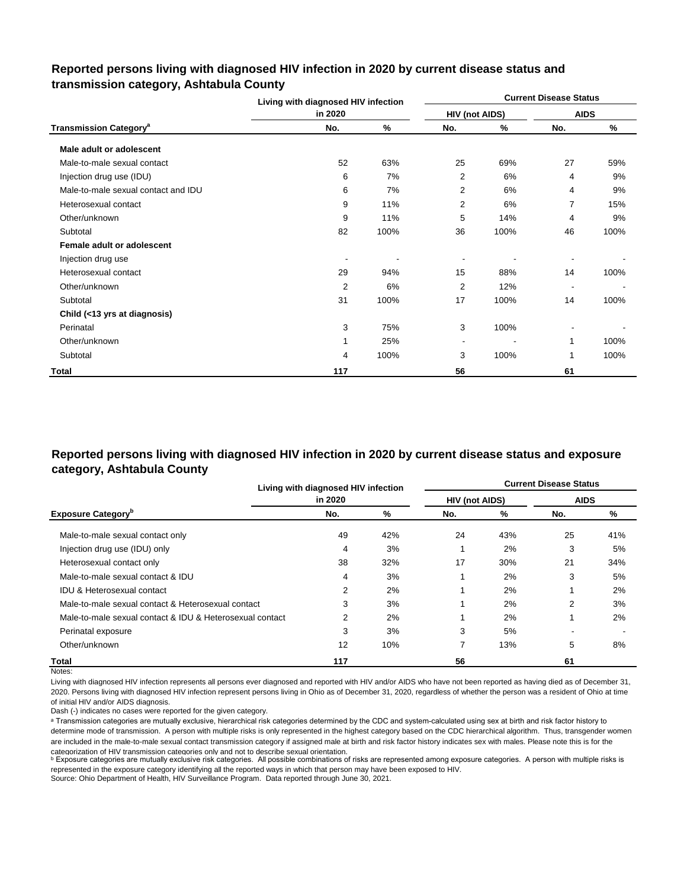## Reported persons living with diagnosed HIV infection in 2020 by current disease status and transmission category, Ashtabula County

| Transmission Category[a] | Living with diagnosed HIV infection in 2020 | | Current Disease Status | | | |
|---|---|---|---|---|---|---|
| | | | HIV (not AIDS) | | AIDS | |
| | No. | % | No. | % | No. | % |
| **Male adult or adolescent** | | | | | | |
| Male-to-male sexual contact | 52 | 63% | 25 | 69% | 27 | 59% |
| Injection drug use (IDU) | 6 | 7% | 2 | 6% | 4 | 9% |
| Male-to-male sexual contact and IDU | 6 | 7% | 2 | 6% | 4 | 9% |
| Heterosexual contact | 9 | 11% | 2 | 6% | 7 | 15% |
| Other/unknown | 9 | 11% | 5 | 14% | 4 | 9% |
| Subtotal | 82 | 100% | 36 | 100% | 46 | 100% |
| **Female adult or adolescent** | | | | | | |
| Injection drug use | - | - | - | - | - | - |
| Heterosexual contact | 29 | 94% | 15 | 88% | 14 | 100% |
| Other/unknown | 2 | 6% | 2 | 12% | - | - |
| Subtotal | 31 | 100% | 17 | 100% | 14 | 100% |
| **Child (<13 yrs at diagnosis)** | | | | | | |
| Perinatal | 3 | 75% | 3 | 100% | - | - |
| Other/unknown | 1 | 25% | - | - | 1 | 100% |
| Subtotal | 4 | 100% | 3 | 100% | 1 | 100% |
| **Total** | **117** | | **56** | | **61** | |

## Reported persons living with diagnosed HIV infection in 2020 by current disease status and exposure category, Ashtabula County

| Exposure Category[b] | Living with diagnosed HIV infection in 2020 | | Current Disease Status | | | |
|---|---|---|---|---|---|---|
| | | | HIV (not AIDS) | | AIDS | |
| | No. | % | No. | % | No. | % |
| Male-to-male sexual contact only | 49 | 42% | 24 | 43% | 25 | 41% |
| Injection drug use (IDU) only | 4 | 3% | 1 | 2% | 3 | 5% |
| Heterosexual contact only | 38 | 32% | 17 | 30% | 21 | 34% |
| Male-to-male sexual contact & IDU | 4 | 3% | 1 | 2% | 3 | 5% |
| IDU & Heterosexual contact | 2 | 2% | 1 | 2% | 1 | 2% |
| Male-to-male sexual contact & Heterosexual contact | 3 | 3% | 1 | 2% | 2 | 3% |
| Male-to-male sexual contact & IDU & Heterosexual contact | 2 | 2% | 1 | 2% | 1 | 2% |
| Perinatal exposure | 3 | 3% | 3 | 5% | - | - |
| Other/unknown | 12 | 10% | 7 | 13% | 5 | 8% |
| **Total** | **117** | | **56** | | **61** | |

Notes:

Living with diagnosed HIV infection represents all persons ever diagnosed and reported with HIV and/or AIDS who have not been reported as having died as of December 31, 2020. Persons living with diagnosed HIV infection represent persons living in Ohio as of December 31, 2020, regardless of whether the person was a resident of Ohio at time of initial HIV and/or AIDS diagnosis.

Dash (-) indicates no cases were reported for the given category.

[a] Transmission categories are mutually exclusive, hierarchical risk categories determined by the CDC and system-calculated using sex at birth and risk factor history to determine mode of transmission. A person with multiple risks is only represented in the highest category based on the CDC hierarchical algorithm. Thus, transgender women are included in the male-to-male sexual contact transmission category if assigned male at birth and risk factor history indicates sex with males. Please note this is for the categorization of HIV transmission categories only and not to describe sexual orientation.

[b] Exposure categories are mutually exclusive risk categories. All possible combinations of risks are represented among exposure categories. A person with multiple risks is represented in the exposure category identifying all the reported ways in which that person may have been exposed to HIV.

Source: Ohio Department of Health, HIV Surveillance Program. Data reported through June 30, 2021.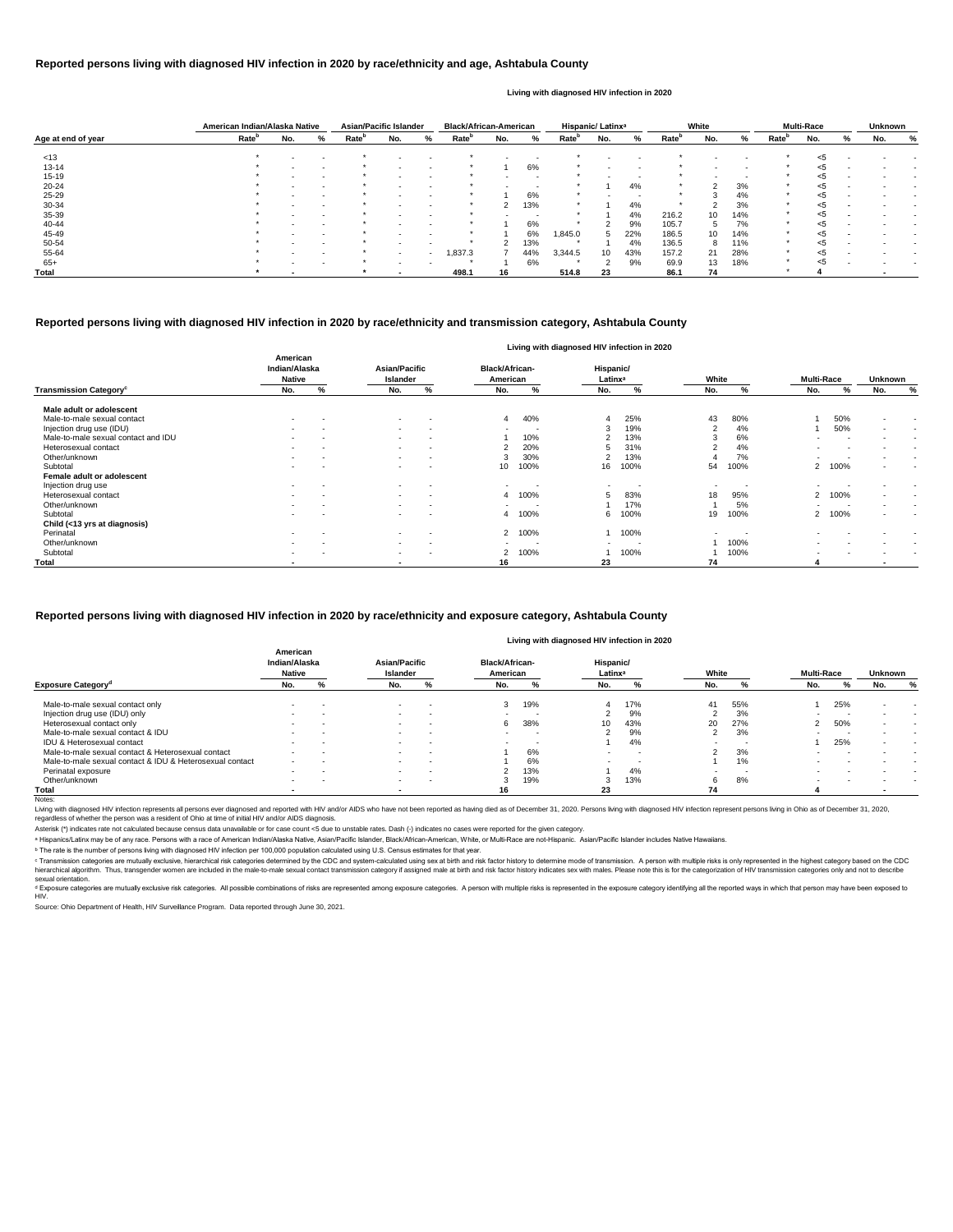## Reported persons living with diagnosed HIV infection in 2020 by race/ethnicity and age, Ashtabula County

Living with diagnosed HIV infection in 2020

| Age at end of year | American Indian/Alaska Native | | | Asian/Pacific Islander | | | Black/African-American | | | Hispanic/ Latinx[a] | | | White | | | Multi-Race | | | Unknown | |
|---|---|---|---|---|---|---|---|---|---|---|---|---|---|---|---|---|---|---|---|---|
| | Rate[b] | No. | % | Rate[b] | No. | % | Rate[b] | No. | % | Rate[b] | No. | % | Rate[b] | No. | % | Rate[b] | No. | % | No. | % |
| <13 | * | - | - | * | - | - | * | - | - | * | - | - | * | - | - | * | <5 | - | - | - |
| 13-14 | * | - | - | * | - | - | * | 1 | 6% | * | - | - | * | - | - | * | <5 | - | - | - |
| 15-19 | * | - | - | * | - | - | * | - | - | * | - | - | * | - | - | * | <5 | - | - | - |
| 20-24 | * | - | - | * | - | - | * | - | - | * | 1 | 4% | * | 2 | 3% | * | <5 | - | - | - |
| 25-29 | * | - | - | * | - | - | * | 1 | 6% | * | - | - | * | 3 | 4% | * | <5 | - | - | - |
| 30-34 | * | - | - | * | - | - | * | 2 | 13% | * | 1 | 4% | * | 2 | 3% | * | <5 | - | - | - |
| 35-39 | * | - | - | * | - | - | * | - | - | * | 1 | 4% | 216.2 | 10 | 14% | * | <5 | - | - | - |
| 40-44 | * | - | - | * | - | - | * | 1 | 6% | * | 2 | 9% | 105.7 | 5 | 7% | * | <5 | - | - | - |
| 45-49 | * | - | - | * | - | - | * | 1 | 6% | 1,845.0 | 5 | 22% | 186.5 | 10 | 14% | * | <5 | - | - | - |
| 50-54 | * | - | - | * | - | - | * | 2 | 13% | * | 1 | 4% | 136.5 | 8 | 11% | * | <5 | - | - | - |
| 55-64 | * | - | - | * | - | - | 1,837.3 | 7 | 44% | 3,344.5 | 10 | 43% | 157.2 | 21 | 28% | * | <5 | - | - | - |
| 65+ | * | - | - | * | - | - | * | 1 | 6% | * | 2 | 9% | 69.9 | 13 | 18% | * | <5 | - | - | - |
| **Total** | * | - | | * | - | | 498.1 | 16 | | 514.8 | 23 | | 86.1 | 74 | | * | 4 | | - | |

## Reported persons living with diagnosed HIV infection in 2020 by race/ethnicity and transmission category, Ashtabula County

Living with diagnosed HIV infection in 2020

| Transmission Category[c] | American Indian/Alaska Native | | Asian/Pacific Islander | | Black/African-American | | Hispanic/ Latinx[a] | | White | | Multi-Race | | Unknown | |
|---|---|---|---|---|---|---|---|---|---|---|---|---|---|---|
| | No. | % | No. | % | No. | % | No. | % | No. | % | No. | % | No. | % |
| **Male adult or adolescent** | | | | | | | | | | | | | | |
| Male-to-male sexual contact | - | - | - | - | 4 | 40% | 4 | 25% | 43 | 80% | 1 | 50% | - | - |
| Injection drug use (IDU) | - | - | - | - | - | - | 3 | 19% | 2 | 4% | 1 | 50% | - | - |
| Male-to-male sexual contact and IDU | - | - | - | - | 1 | 10% | 2 | 13% | 3 | 6% | - | - | - | - |
| Heterosexual contact | - | - | - | - | 2 | 20% | 5 | 31% | 2 | 4% | - | - | - | - |
| Other/unknown | - | - | - | - | 3 | 30% | 2 | 13% | 4 | 7% | - | - | - | - |
| Subtotal | - | - | - | - | 10 | 100% | 16 | 100% | 54 | 100% | 2 | 100% | - | - |
| **Female adult or adolescent** | | | | | | | | | | | | | | |
| Injection drug use | - | - | - | - | - | - | - | - | - | - | - | - | - | - |
| Heterosexual contact | - | - | - | - | 4 | 100% | 5 | 83% | 18 | 95% | 2 | 100% | - | - |
| Other/unknown | - | - | - | - | - | - | 1 | 17% | 1 | 5% | - | - | - | - |
| Subtotal | - | - | - | - | 4 | 100% | 6 | 100% | 19 | 100% | 2 | 100% | - | - |
| **Child (<13 yrs at diagnosis)** | | | | | | | | | | | | | | |
| Perinatal | - | - | - | - | 2 | 100% | 1 | 100% | - | - | - | - | - | - |
| Other/unknown | - | - | - | - | - | - | - | - | 1 | 100% | - | - | - | - |
| Subtotal | - | - | - | - | 2 | 100% | 1 | 100% | 1 | 100% | - | - | - | - |
| **Total** | - | | - | | 16 | | 23 | | 74 | | 4 | | - | |

## Reported persons living with diagnosed HIV infection in 2020 by race/ethnicity and exposure category, Ashtabula County

Living with diagnosed HIV infection in 2020

| Exposure Category[d] | American Indian/Alaska Native | | Asian/Pacific Islander | | Black/African-American | | Hispanic/ Latinx[a] | | White | | Multi-Race | | Unknown | |
|---|---|---|---|---|---|---|---|---|---|---|---|---|---|---|
| | No. | % | No. | % | No. | % | No. | % | No. | % | No. | % | No. | % |
| Male-to-male sexual contact only | - | - | - | - | 3 | 19% | 4 | 17% | 41 | 55% | 1 | 25% | - | - |
| Injection drug use (IDU) only | - | - | - | - | - | - | 2 | 9% | 2 | 3% | - | - | - | - |
| Heterosexual contact only | - | - | - | - | 6 | 38% | 10 | 43% | 20 | 27% | 2 | 50% | - | - |
| Male-to-male sexual contact & IDU | - | - | - | - | - | - | 2 | 9% | 2 | 3% | - | - | - | - |
| IDU & Heterosexual contact | - | - | - | - | - | - | 1 | 4% | - | - | 1 | 25% | - | - |
| Male-to-male sexual contact & Heterosexual contact | - | - | - | - | 1 | 6% | - | - | 2 | 3% | - | - | - | - |
| Male-to-male sexual contact & IDU & Heterosexual contact | - | - | - | - | 1 | 6% | - | - | 1 | 1% | - | - | - | - |
| Perinatal exposure | - | - | - | - | 2 | 13% | 1 | 4% | - | - | - | - | - | - |
| Other/unknown | - | - | - | - | 3 | 19% | 3 | 13% | 6 | 8% | - | - | - | - |
| **Total** | - | | - | | 16 | | 23 | | 74 | | 4 | | - | |

Notes:

Living with diagnosed HIV infection represents all persons ever diagnosed and reported with HIV and/or AIDS who have not been reported as having died as of December 31, 2020. Persons living with diagnosed HIV infection represent persons living in Ohio as of December 31, 2020, regardless of whether the person was a resident of Ohio at time of initial HIV and/or AIDS diagnosis.

Asterisk (*) indicates rate not calculated because census data unavailable or for case count <5 due to unstable rates. Dash (-) indicates no cases were reported for the given category.

[a] Hispanics/Latinx may be of any race. Persons with a race of American Indian/Alaska Native, Asian/Pacific Islander, Black/African-American, White, or Multi-Race are not-Hispanic. Asian/Pacific Islander includes Native Hawaiians.

[b] The rate is the number of persons living with diagnosed HIV infection per 100,000 population calculated using U.S. Census estimates for that year.

[c] Transmission categories are mutually exclusive, hierarchical risk categories determined by the CDC and system-calculated using sex at birth and risk factor history to determine mode of transmission. A person with multiple risks is only represented in the highest category based on the CDC hierarchical algorithm. Thus, transgender women are included in the male-to-male sexual contact transmission category if assigned male at birth and risk factor history indicates sex with males. Please note this is for the categorization of HIV transmission categories only and not to describe sexual orientation.

[d] Exposure categories are mutually exclusive risk categories. All possible combinations of risks are represented among exposure categories. A person with multiple risks is represented in the exposure category identifying all the reported ways in which that person may have been exposed to HIV.

Source: Ohio Department of Health, HIV Surveillance Program. Data reported through June 30, 2021.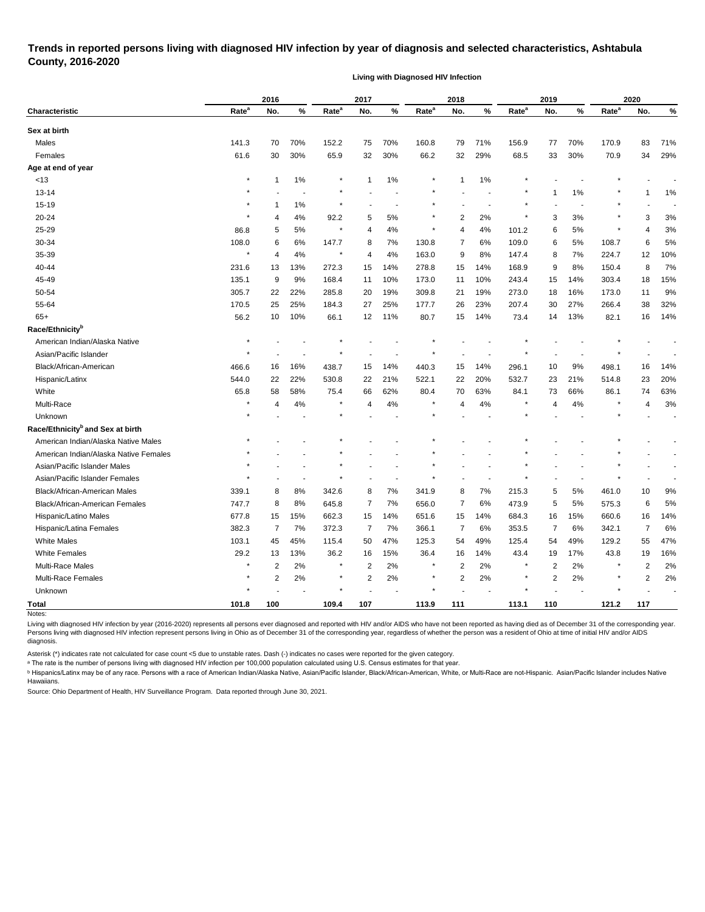# Trends in reported persons living with diagnosed HIV infection by year of diagnosis and selected characteristics, Ashtabula County, 2016-2020

**Living with Diagnosed HIV Infection**

| Characteristic | 2016 | | | 2017 | | | 2018 | | | 2019 | | | 2020 | | |
|---|---|---|---|---|---|---|---|---|---|---|---|---|---|---|---|
| | Rate[a] | No. | % | Rate[a] | No. | % | Rate[a] | No. | % | Rate[a] | No. | % | Rate[a] | No. | % |
| **Sex at birth** | | | | | | | | | | | | | | | |
| Males | 141.3 | 70 | 70% | 152.2 | 75 | 70% | 160.8 | 79 | 71% | 156.9 | 77 | 70% | 170.9 | 83 | 71% |
| Females | 61.6 | 30 | 30% | 65.9 | 32 | 30% | 66.2 | 32 | 29% | 68.5 | 33 | 30% | 70.9 | 34 | 29% |
| **Age at end of year** | | | | | | | | | | | | | | | |
| <13 | * | 1 | 1% | * | 1 | 1% | * | 1 | 1% | * | - | - | * | - | - |
| 13-14 | * | - | - | * | - | - | * | - | - | * | 1 | 1% | * | 1 | 1% |
| 15-19 | * | 1 | 1% | * | - | - | * | - | - | * | - | - | * | - | - |
| 20-24 | * | 4 | 4% | 92.2 | 5 | 5% | * | 2 | 2% | * | 3 | 3% | * | 3 | 3% |
| 25-29 | 86.8 | 5 | 5% | * | 4 | 4% | * | 4 | 4% | 101.2 | 6 | 5% | * | 4 | 3% |
| 30-34 | 108.0 | 6 | 6% | 147.7 | 8 | 7% | 130.8 | 7 | 6% | 109.0 | 6 | 5% | 108.7 | 6 | 5% |
| 35-39 | * | 4 | 4% | * | 4 | 4% | 163.0 | 9 | 8% | 147.4 | 8 | 7% | 224.7 | 12 | 10% |
| 40-44 | 231.6 | 13 | 13% | 272.3 | 15 | 14% | 278.8 | 15 | 14% | 168.9 | 9 | 8% | 150.4 | 8 | 7% |
| 45-49 | 135.1 | 9 | 9% | 168.4 | 11 | 10% | 173.0 | 11 | 10% | 243.4 | 15 | 14% | 303.4 | 18 | 15% |
| 50-54 | 305.7 | 22 | 22% | 285.8 | 20 | 19% | 309.8 | 21 | 19% | 273.0 | 18 | 16% | 173.0 | 11 | 9% |
| 55-64 | 170.5 | 25 | 25% | 184.3 | 27 | 25% | 177.7 | 26 | 23% | 207.4 | 30 | 27% | 266.4 | 38 | 32% |
| 65+ | 56.2 | 10 | 10% | 66.1 | 12 | 11% | 80.7 | 15 | 14% | 73.4 | 14 | 13% | 82.1 | 16 | 14% |
| **Race/Ethnicity[b]** | | | | | | | | | | | | | | | |
| American Indian/Alaska Native | * | - | - | * | - | - | * | - | - | * | - | - | * | - | - |
| Asian/Pacific Islander | * | - | - | * | - | - | * | - | - | * | - | - | * | - | - |
| Black/African-American | 466.6 | 16 | 16% | 438.7 | 15 | 14% | 440.3 | 15 | 14% | 296.1 | 10 | 9% | 498.1 | 16 | 14% |
| Hispanic/Latinx | 544.0 | 22 | 22% | 530.8 | 22 | 21% | 522.1 | 22 | 20% | 532.7 | 23 | 21% | 514.8 | 23 | 20% |
| White | 65.8 | 58 | 58% | 75.4 | 66 | 62% | 80.4 | 70 | 63% | 84.1 | 73 | 66% | 86.1 | 74 | 63% |
| Multi-Race | * | 4 | 4% | * | 4 | 4% | * | 4 | 4% | * | 4 | 4% | * | 4 | 3% |
| Unknown | * | - | - | * | - | - | * | - | - | * | - | - | * | - | - |
| **Race/Ethnicity[b] and Sex at birth** | | | | | | | | | | | | | | | |
| American Indian/Alaska Native Males | * | - | - | * | - | - | * | - | - | * | - | - | * | - | - |
| American Indian/Alaska Native Females | * | - | - | * | - | - | * | - | - | * | - | - | * | - | - |
| Asian/Pacific Islander Males | * | - | - | * | - | - | * | - | - | * | - | - | * | - | - |
| Asian/Pacific Islander Females | * | - | - | * | - | - | * | - | - | * | - | - | * | - | - |
| Black/African-American Males | 339.1 | 8 | 8% | 342.6 | 8 | 7% | 341.9 | 8 | 7% | 215.3 | 5 | 5% | 461.0 | 10 | 9% |
| Black/African-American Females | 747.7 | 8 | 8% | 645.8 | 7 | 7% | 656.0 | 7 | 6% | 473.9 | 5 | 5% | 575.3 | 6 | 5% |
| Hispanic/Latino Males | 677.8 | 15 | 15% | 662.3 | 15 | 14% | 651.6 | 15 | 14% | 684.3 | 16 | 15% | 660.6 | 16 | 14% |
| Hispanic/Latina Females | 382.3 | 7 | 7% | 372.3 | 7 | 7% | 366.1 | 7 | 6% | 353.5 | 7 | 6% | 342.1 | 7 | 6% |
| White Males | 103.1 | 45 | 45% | 115.4 | 50 | 47% | 125.3 | 54 | 49% | 125.4 | 54 | 49% | 129.2 | 55 | 47% |
| White Females | 29.2 | 13 | 13% | 36.2 | 16 | 15% | 36.4 | 16 | 14% | 43.4 | 19 | 17% | 43.8 | 19 | 16% |
| Multi-Race Males | * | 2 | 2% | * | 2 | 2% | * | 2 | 2% | * | 2 | 2% | * | 2 | 2% |
| Multi-Race Females | * | 2 | 2% | * | 2 | 2% | * | 2 | 2% | * | 2 | 2% | * | 2 | 2% |
| Unknown | * | - | - | * | - | - | * | - | - | * | - | - | * | - | - |
| **Total** | **101.8** | **100** | | **109.4** | **107** | | **113.9** | **111** | | **113.1** | **110** | | **121.2** | **117** | |

Notes:

Living with diagnosed HIV infection by year (2016-2020) represents all persons ever diagnosed and reported with HIV and/or AIDS who have not been reported as having died as of December 31 of the corresponding year. Persons living with diagnosed HIV infection represent persons living in Ohio as of December 31 of the corresponding year, regardless of whether the person was a resident of Ohio at time of initial HIV and/or AIDS diagnosis.

Asterisk (*) indicates rate not calculated for case count <5 due to unstable rates. Dash (-) indicates no cases were reported for the given category.

[a] The rate is the number of persons living with diagnosed HIV infection per 100,000 population calculated using U.S. Census estimates for that year.

[b] Hispanics/Latinx may be of any race. Persons with a race of American Indian/Alaska Native, Asian/Pacific Islander, Black/African-American, White, or Multi-Race are not-Hispanic. Asian/Pacific Islander includes Native Hawaiians.

Source: Ohio Department of Health, HIV Surveillance Program. Data reported through June 30, 2021.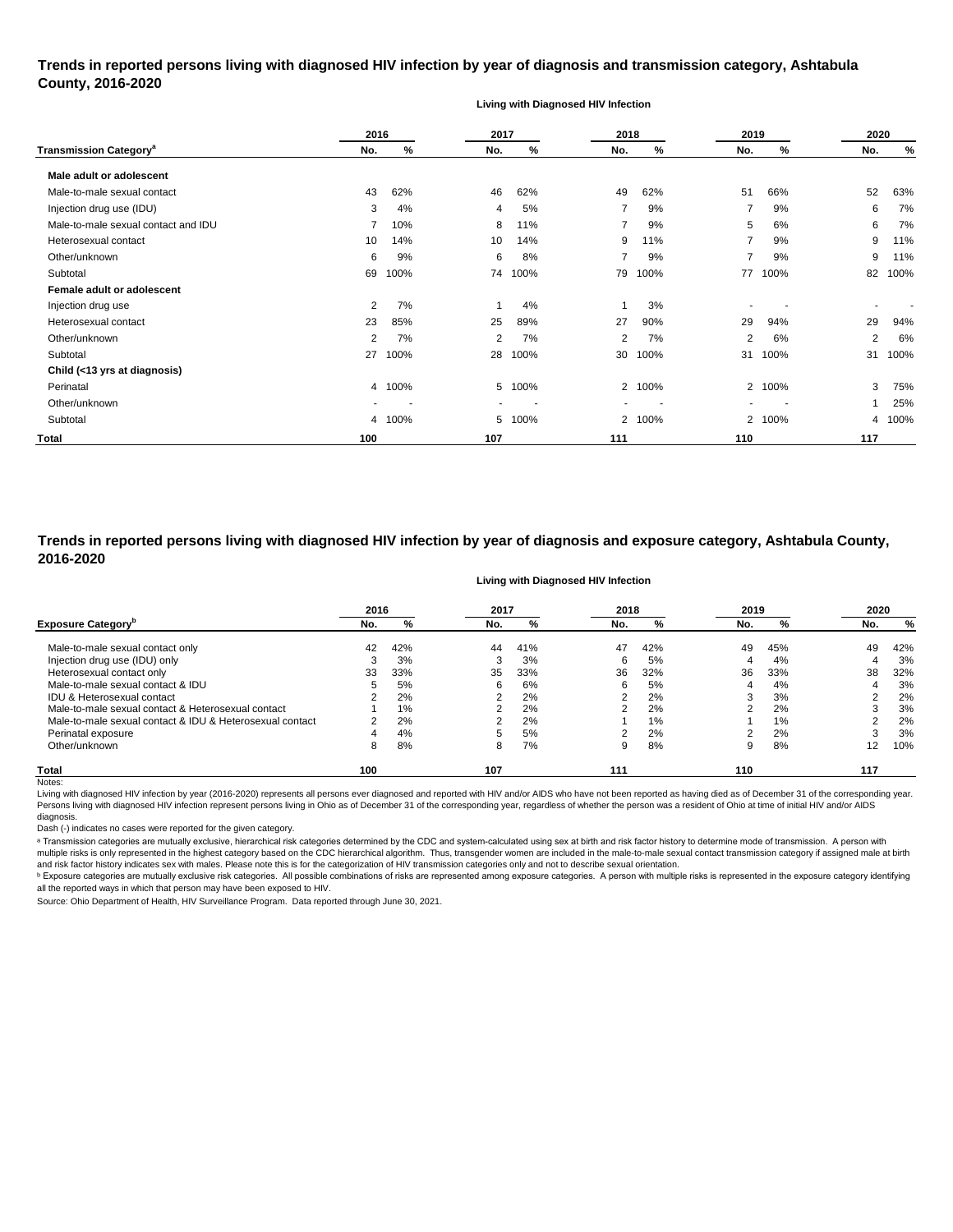## Trends in reported persons living with diagnosed HIV infection by year of diagnosis and transmission category, Ashtabula County, 2016-2020

**Living with Diagnosed HIV Infection**

| Transmission Category[a] | 2016 No. | 2016 % | 2017 No. | 2017 % | 2018 No. | 2018 % | 2019 No. | 2019 % | 2020 No. | 2020 % |
|---|---|---|---|---|---|---|---|---|---|---|
| **Male adult or adolescent** | | | | | | | | | | |
| Male-to-male sexual contact | 43 | 62% | 46 | 62% | 49 | 62% | 51 | 66% | 52 | 63% |
| Injection drug use (IDU) | 3 | 4% | 4 | 5% | 7 | 9% | 7 | 9% | 6 | 7% |
| Male-to-male sexual contact and IDU | 7 | 10% | 8 | 11% | 7 | 9% | 5 | 6% | 6 | 7% |
| Heterosexual contact | 10 | 14% | 10 | 14% | 9 | 11% | 7 | 9% | 9 | 11% |
| Other/unknown | 6 | 9% | 6 | 8% | 7 | 9% | 7 | 9% | 9 | 11% |
| Subtotal | 69 | 100% | 74 | 100% | 79 | 100% | 77 | 100% | 82 | 100% |
| **Female adult or adolescent** | | | | | | | | | | |
| Injection drug use | 2 | 7% | 1 | 4% | 1 | 3% | - | - | - | - |
| Heterosexual contact | 23 | 85% | 25 | 89% | 27 | 90% | 29 | 94% | 29 | 94% |
| Other/unknown | 2 | 7% | 2 | 7% | 2 | 7% | 2 | 6% | 2 | 6% |
| Subtotal | 27 | 100% | 28 | 100% | 30 | 100% | 31 | 100% | 31 | 100% |
| **Child (<13 yrs at diagnosis)** | | | | | | | | | | |
| Perinatal | 4 | 100% | 5 | 100% | 2 | 100% | 2 | 100% | 3 | 75% |
| Other/unknown | - | - | - | - | - | - | - | - | 1 | 25% |
| Subtotal | 4 | 100% | 5 | 100% | 2 | 100% | 2 | 100% | 4 | 100% |
| **Total** | **100** | | **107** | | **111** | | **110** | | **117** | |

## Trends in reported persons living with diagnosed HIV infection by year of diagnosis and exposure category, Ashtabula County, 2016-2020

**Living with Diagnosed HIV Infection**

| Exposure Category[b] | 2016 No. | 2016 % | 2017 No. | 2017 % | 2018 No. | 2018 % | 2019 No. | 2019 % | 2020 No. | 2020 % |
|---|---|---|---|---|---|---|---|---|---|---|
| Male-to-male sexual contact only | 42 | 42% | 44 | 41% | 47 | 42% | 49 | 45% | 49 | 42% |
| Injection drug use (IDU) only | 3 | 3% | 3 | 3% | 6 | 5% | 4 | 4% | 4 | 3% |
| Heterosexual contact only | 33 | 33% | 35 | 33% | 36 | 32% | 36 | 33% | 38 | 32% |
| Male-to-male sexual contact & IDU | 5 | 5% | 6 | 6% | 6 | 5% | 4 | 4% | 4 | 3% |
| IDU & Heterosexual contact | 2 | 2% | 2 | 2% | 2 | 2% | 3 | 3% | 2 | 2% |
| Male-to-male sexual contact & Heterosexual contact | 1 | 1% | 2 | 2% | 2 | 2% | 2 | 2% | 3 | 3% |
| Male-to-male sexual contact & IDU & Heterosexual contact | 2 | 2% | 2 | 2% | 1 | 1% | 1 | 1% | 2 | 2% |
| Perinatal exposure | 4 | 4% | 5 | 5% | 2 | 2% | 2 | 2% | 3 | 3% |
| Other/unknown | 8 | 8% | 8 | 7% | 9 | 8% | 9 | 8% | 12 | 10% |
| **Total** | **100** | | **107** | | **111** | | **110** | | **117** | |

Notes:

Living with diagnosed HIV infection by year (2016-2020) represents all persons ever diagnosed and reported with HIV and/or AIDS who have not been reported as having died as of December 31 of the corresponding year. Persons living with diagnosed HIV infection represent persons living in Ohio as of December 31 of the corresponding year, regardless of whether the person was a resident of Ohio at time of initial HIV and/or AIDS diagnosis.

Dash (-) indicates no cases were reported for the given category.

[a] Transmission categories are mutually exclusive, hierarchical risk categories determined by the CDC and system-calculated using sex at birth and risk factor history to determine mode of transmission. A person with multiple risks is only represented in the highest category based on the CDC hierarchical algorithm. Thus, transgender women are included in the male-to-male sexual contact transmission category if assigned male at birth and risk factor history indicates sex with males. Please note this is for the categorization of HIV transmission categories only and not to describe sexual orientation.

[b] Exposure categories are mutually exclusive risk categories. All possible combinations of risks are represented among exposure categories. A person with multiple risks is represented in the exposure category identifying all the reported ways in which that person may have been exposed to HIV.

Source: Ohio Department of Health, HIV Surveillance Program. Data reported through June 30, 2021.